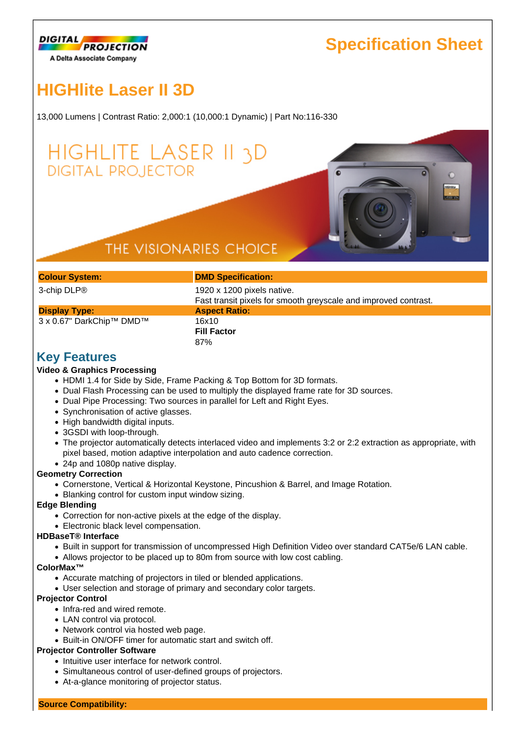DIGITAL PROJECTION
A Delta Associate Company

# Specification Sheet

# HIGHlite Laser II 3D

13,000 Lumens | Contrast Ratio: 2,000:1 (10,000:1 Dynamic) | Part No:116-330

| Colour System: | DMD Specification: |
| --- | --- |
| 3-chip DLP® | 1920 x 1200 pixels native.<br>Fast transit pixels for smooth greyscale and improved contrast. |
| **Display Type:** | **Aspect Ratio:** |
| 3 x 0.67" DarkChip™ DMD™ | 16x10<br>**Fill Factor**<br>87% |

## Key Features

**Video & Graphics Processing**

- HDMI 1.4 for Side by Side, Frame Packing & Top Bottom for 3D formats.
- Dual Flash Processing can be used to multiply the displayed frame rate for 3D sources.
- Dual Pipe Processing: Two sources in parallel for Left and Right Eyes.
- Synchronisation of active glasses.
- High bandwidth digital inputs.
- 3GSDI with loop-through.
- The projector automatically detects interlaced video and implements 3:2 or 2:2 extraction as appropriate, with pixel based, motion adaptive interpolation and auto cadence correction.
- 24p and 1080p native display.

**Geometry Correction**

- Cornerstone, Vertical & Horizontal Keystone, Pincushion & Barrel, and Image Rotation.
- Blanking control for custom input window sizing.

**Edge Blending**

- Correction for non-active pixels at the edge of the display.
- Electronic black level compensation.

**HDBaseT® Interface**

- Built in support for transmission of uncompressed High Definition Video over standard CAT5e/6 LAN cable.
- Allows projector to be placed up to 80m from source with low cost cabling.

**ColorMax™**

- Accurate matching of projectors in tiled or blended applications.
- User selection and storage of primary and secondary color targets.

**Projector Control**

- Infra-red and wired remote.
- LAN control via protocol.
- Network control via hosted web page.
- Built-in ON/OFF timer for automatic start and switch off.

**Projector Controller Software**

- Intuitive user interface for network control.
- Simultaneous control of user-defined groups of projectors.
- At-a-glance monitoring of projector status.

**Source Compatibility:**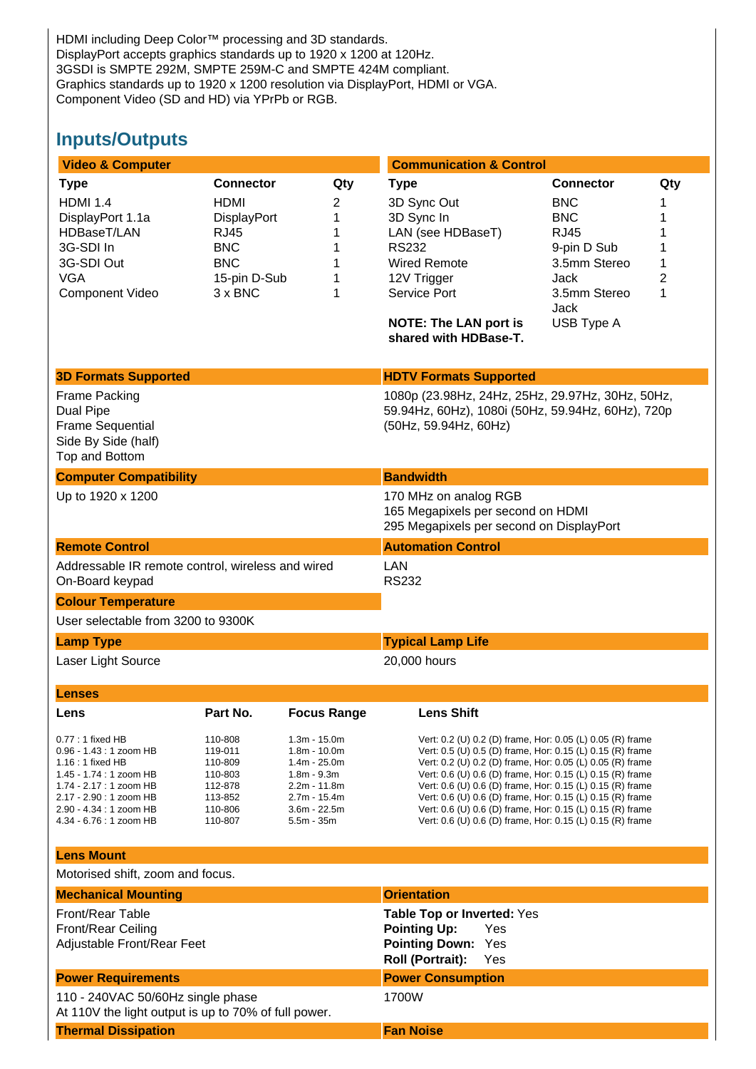HDMI including Deep Color™ processing and 3D standards.
DisplayPort accepts graphics standards up to 1920 x 1200 at 120Hz.
3GSDI is SMPTE 292M, SMPTE 259M-C and SMPTE 424M compliant.
Graphics standards up to 1920 x 1200 resolution via DisplayPort, HDMI or VGA.
Component Video (SD and HD) via YPrPb or RGB.

## Inputs/Outputs

**Video & Computer**

| Type | Connector | Qty |
|---|---|---|
| HDMI 1.4 | HDMI | 2 |
| DisplayPort 1.1a | DisplayPort | 1 |
| HDBaseT/LAN | RJ45 | 1 |
| 3G-SDI In | BNC | 1 |
| 3G-SDI Out | BNC | 1 |
| VGA | 15-pin D-Sub | 1 |
| Component Video | 3 x BNC | 1 |

**Communication & Control**

| Type | Connector | Qty |
|---|---|---|
| 3D Sync Out | BNC | 1 |
| 3D Sync In | BNC | 1 |
| LAN (see HDBaseT) | RJ45 | 1 |
| RS232 | 9-pin D Sub | 1 |
| Wired Remote | 3.5mm Stereo | 1 |
| 12V Trigger | Jack | 2 |
| Service Port | 3.5mm Stereo Jack | 1 |
| **NOTE: The LAN port is shared with HDBase-T.** | USB Type A | |

**3D Formats Supported**

Frame Packing
Dual Pipe
Frame Sequential
Side By Side (half)
Top and Bottom

**HDTV Formats Supported**

1080p (23.98Hz, 24Hz, 25Hz, 29.97Hz, 30Hz, 50Hz, 59.94Hz, 60Hz), 1080i (50Hz, 59.94Hz, 60Hz), 720p (50Hz, 59.94Hz, 60Hz)

**Computer Compatibility**

Up to 1920 x 1200

**Bandwidth**

170 MHz on analog RGB
165 Megapixels per second on HDMI
295 Megapixels per second on DisplayPort

**Remote Control**

Addressable IR remote control, wireless and wired
On-Board keypad

**Automation Control**

LAN
RS232

**Colour Temperature**

User selectable from 3200 to 9300K

**Lamp Type**

Laser Light Source

**Typical Lamp Life**

20,000 hours

**Lenses**

| Lens | Part No. | Focus Range | Lens Shift |
|---|---|---|---|
| 0.77 : 1 fixed HB | 110-808 | 1.3m - 15.0m | Vert: 0.2 (U) 0.2 (D) frame, Hor: 0.05 (L) 0.05 (R) frame |
| 0.96 - 1.43 : 1 zoom HB | 119-011 | 1.8m - 10.0m | Vert: 0.5 (U) 0.5 (D) frame, Hor: 0.15 (L) 0.15 (R) frame |
| 1.16 : 1 fixed HB | 110-809 | 1.4m - 25.0m | Vert: 0.2 (U) 0.2 (D) frame, Hor: 0.05 (L) 0.05 (R) frame |
| 1.45 - 1.74 : 1 zoom HB | 110-803 | 1.8m - 9.3m | Vert: 0.6 (U) 0.6 (D) frame, Hor: 0.15 (L) 0.15 (R) frame |
| 1.74 - 2.17 : 1 zoom HB | 112-878 | 2.2m - 11.8m | Vert: 0.6 (U) 0.6 (D) frame, Hor: 0.15 (L) 0.15 (R) frame |
| 2.17 - 2.90 : 1 zoom HB | 113-852 | 2.7m - 15.4m | Vert: 0.6 (U) 0.6 (D) frame, Hor: 0.15 (L) 0.15 (R) frame |
| 2.90 - 4.34 : 1 zoom HB | 110-806 | 3.6m - 22.5m | Vert: 0.6 (U) 0.6 (D) frame, Hor: 0.15 (L) 0.15 (R) frame |
| 4.34 - 6.76 : 1 zoom HB | 110-807 | 5.5m - 35m | Vert: 0.6 (U) 0.6 (D) frame, Hor: 0.15 (L) 0.15 (R) frame |

**Lens Mount**

Motorised shift, zoom and focus.

**Mechanical Mounting**

Front/Rear Table
Front/Rear Ceiling
Adjustable Front/Rear Feet

**Orientation**

**Table Top or Inverted:** Yes
**Pointing Up:** Yes
**Pointing Down:** Yes
**Roll (Portrait):** Yes

**Power Requirements**

110 - 240VAC 50/60Hz single phase
At 110V the light output is up to 70% of full power.

**Power Consumption**

1700W

**Thermal Dissipation**

**Fan Noise**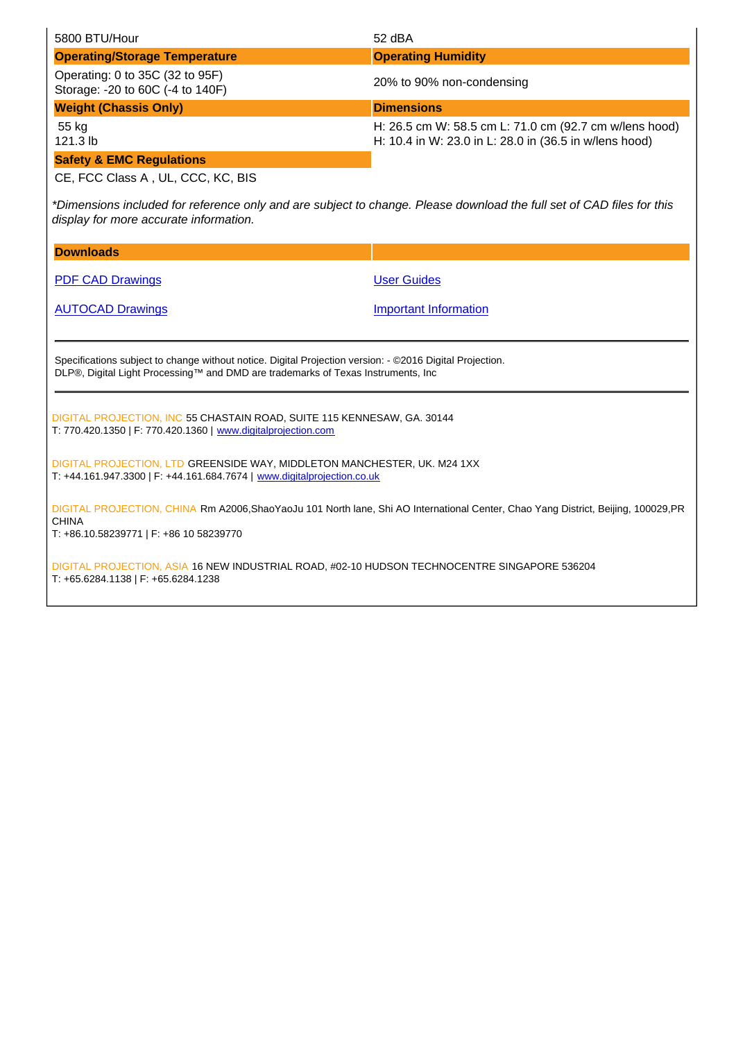| | |
|---|---|
| 5800 BTU/Hour | 52 dBA |
| **Operating/Storage Temperature** | **Operating Humidity** |
| Operating: 0 to 35C (32 to 95F)<br>Storage: -20 to 60C (-4 to 140F) | 20% to 90% non-condensing |
| **Weight (Chassis Only)** | **Dimensions** |
| 55 kg<br>121.3 lb | H: 26.5 cm W: 58.5 cm L: 71.0 cm (92.7 cm w/lens hood)<br>H: 10.4 in W: 23.0 in L: 28.0 in (36.5 in w/lens hood) |
| **Safety & EMC Regulations** | |
| CE, FCC Class A , UL, CCC, KC, BIS | |

*\*Dimensions included for reference only and are subject to change. Please download the full set of CAD files for this display for more accurate information.*

| **Downloads** | |
|---|---|
| PDF CAD Drawings | User Guides |
| AUTOCAD Drawings | Important Information |

---

Specifications subject to change without notice. Digital Projection version: - ©2016 Digital Projection.
DLP®, Digital Light Processing™ and DMD are trademarks of Texas Instruments, Inc

---

DIGITAL PROJECTION, INC 55 CHASTAIN ROAD, SUITE 115 KENNESAW, GA. 30144
T: 770.420.1350 | F: 770.420.1360 | www.digitalprojection.com

DIGITAL PROJECTION, LTD GREENSIDE WAY, MIDDLETON MANCHESTER, UK. M24 1XX
T: +44.161.947.3300 | F: +44.161.684.7674 | www.digitalprojection.co.uk

DIGITAL PROJECTION, CHINA Rm A2006,ShaoYaoJu 101 North lane, Shi AO International Center, Chao Yang District, Beijing, 100029,PR CHINA
T: +86.10.58239771 | F: +86 10 58239770

DIGITAL PROJECTION, ASIA 16 NEW INDUSTRIAL ROAD, #02-10 HUDSON TECHNOCENTRE SINGAPORE 536204
T: +65.6284.1138 | F: +65.6284.1238